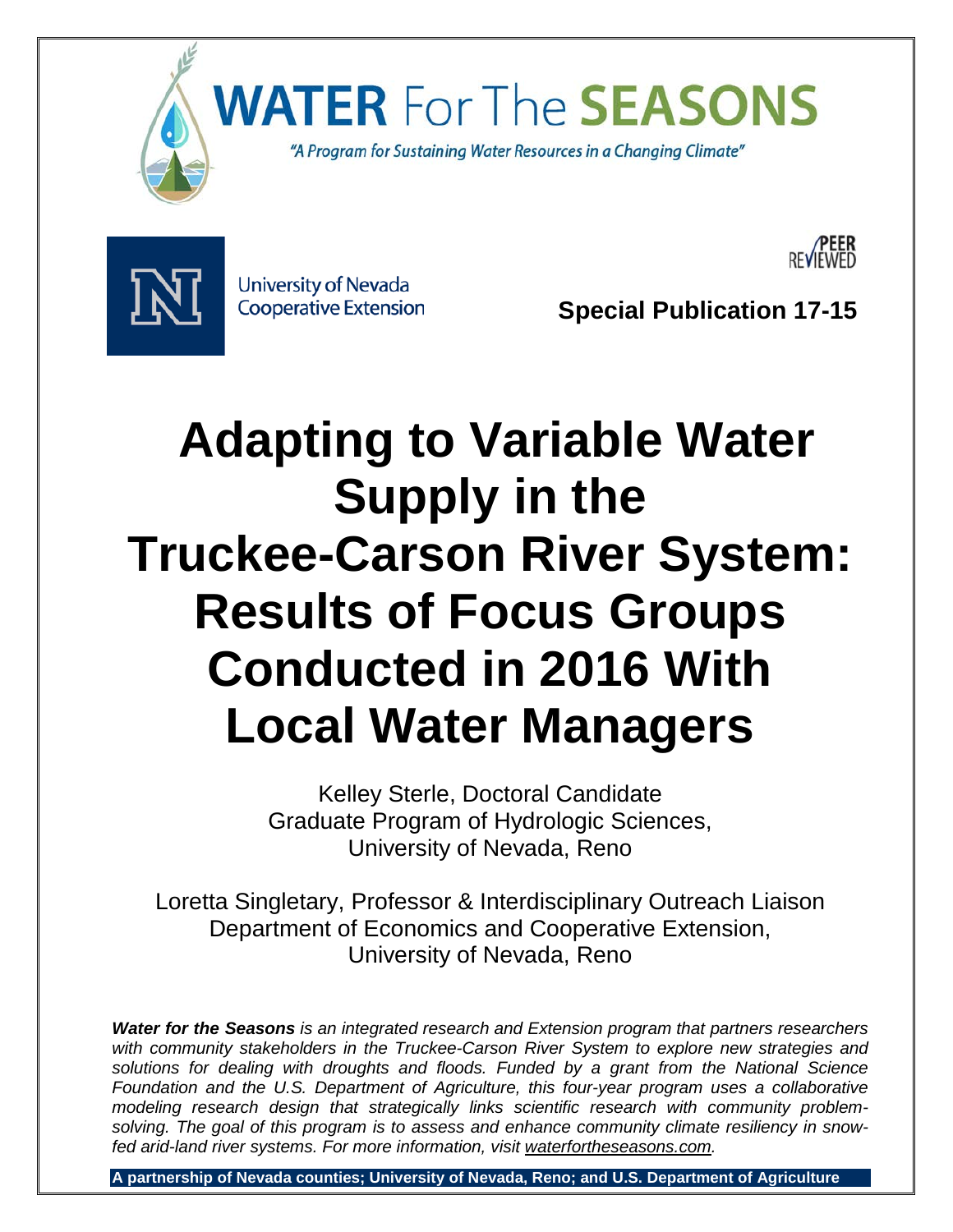# WATER For The SEASONS

*"A Program for Sustaining Water Resources in a Changing Climate"*

University of Nevada Cooperative Extension

PEER REVIEWED

**Special Publication 17-15**

# Adapting to Variable Water Supply in the Truckee-Carson River System: Results of Focus Groups Conducted in 2016 With Local Water Managers

Kelley Sterle, Doctoral Candidate
Graduate Program of Hydrologic Sciences,
University of Nevada, Reno

Loretta Singletary, Professor & Interdisciplinary Outreach Liaison
Department of Economics and Cooperative Extension,
University of Nevada, Reno

***Water for the Seasons*** *is an integrated research and Extension program that partners researchers with community stakeholders in the Truckee-Carson River System to explore new strategies and solutions for dealing with droughts and floods. Funded by a grant from the National Science Foundation and the U.S. Department of Agriculture, this four-year program uses a collaborative modeling research design that strategically links scientific research with community problem-solving. The goal of this program is to assess and enhance community climate resiliency in snow-fed arid-land river systems. For more information, visit waterfortheseasons.com.*

**A partnership of Nevada counties; University of Nevada, Reno; and U.S. Department of Agriculture**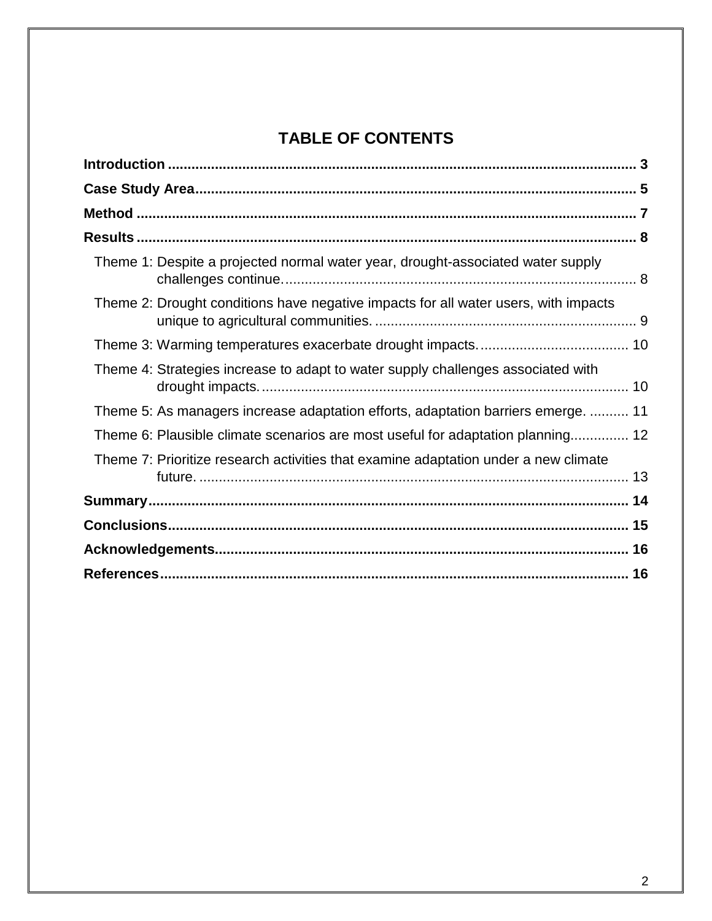# TABLE OF CONTENTS

**Introduction** .......... **3**

**Case Study Area** .......... **5**

**Method** .......... **7**

**Results** .......... **8**

- Theme 1: Despite a projected normal water year, drought-associated water supply challenges continue. .......... 8
- Theme 2: Drought conditions have negative impacts for all water users, with impacts unique to agricultural communities. .......... 9
- Theme 3: Warming temperatures exacerbate drought impacts. .......... 10
- Theme 4: Strategies increase to adapt to water supply challenges associated with drought impacts. .......... 10
- Theme 5: As managers increase adaptation efforts, adaptation barriers emerge. .......... 11
- Theme 6: Plausible climate scenarios are most useful for adaptation planning. .......... 12
- Theme 7: Prioritize research activities that examine adaptation under a new climate future. .......... 13

**Summary** .......... **14**

**Conclusions** .......... **15**

**Acknowledgements** .......... **16**

**References** .......... **16**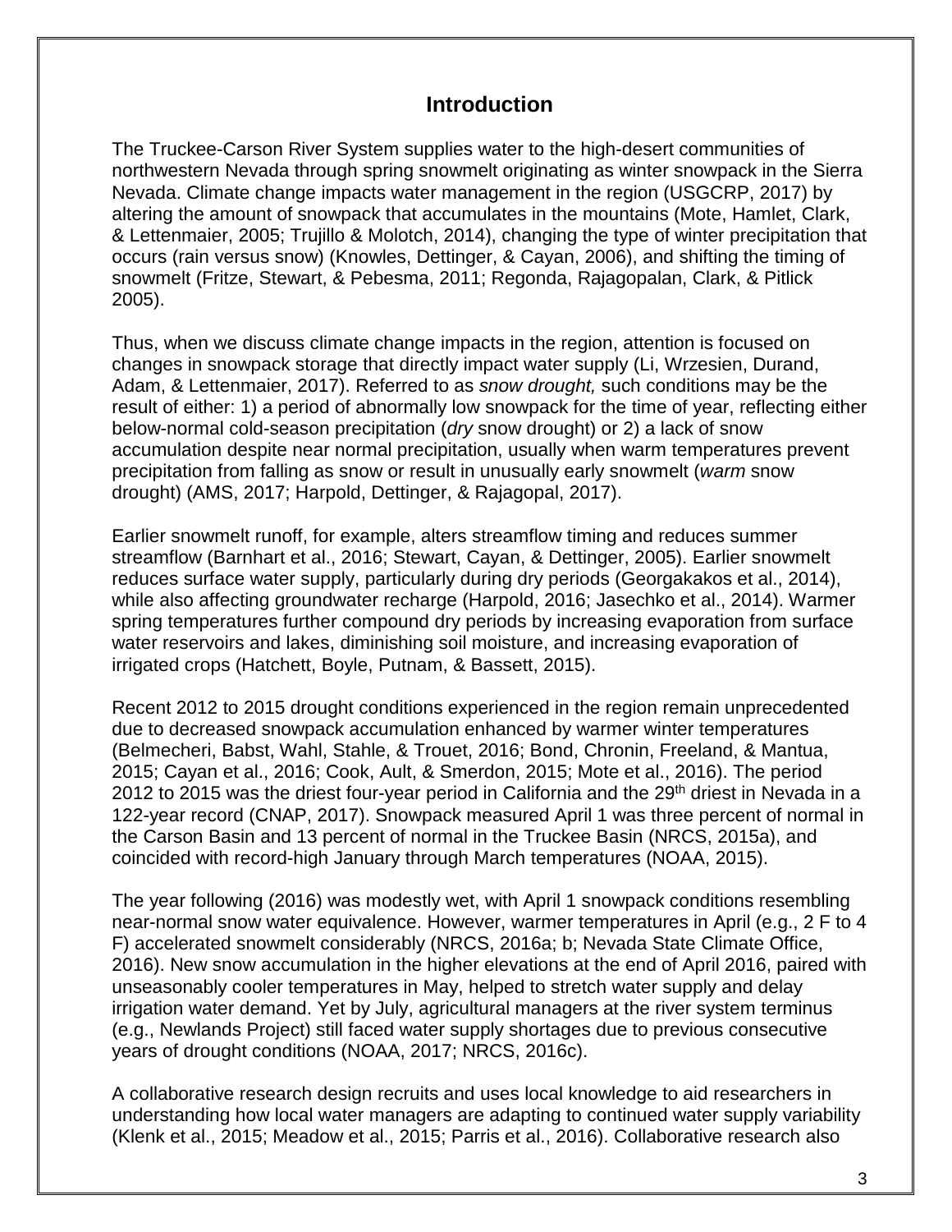## Introduction

The Truckee-Carson River System supplies water to the high-desert communities of northwestern Nevada through spring snowmelt originating as winter snowpack in the Sierra Nevada. Climate change impacts water management in the region (USGCRP, 2017) by altering the amount of snowpack that accumulates in the mountains (Mote, Hamlet, Clark, & Lettenmaier, 2005; Trujillo & Molotch, 2014), changing the type of winter precipitation that occurs (rain versus snow) (Knowles, Dettinger, & Cayan, 2006), and shifting the timing of snowmelt (Fritze, Stewart, & Pebesma, 2011; Regonda, Rajagopalan, Clark, & Pitlick 2005).

Thus, when we discuss climate change impacts in the region, attention is focused on changes in snowpack storage that directly impact water supply (Li, Wrzesien, Durand, Adam, & Lettenmaier, 2017). Referred to as *snow drought,* such conditions may be the result of either: 1) a period of abnormally low snowpack for the time of year, reflecting either below-normal cold-season precipitation (*dry* snow drought) or 2) a lack of snow accumulation despite near normal precipitation, usually when warm temperatures prevent precipitation from falling as snow or result in unusually early snowmelt (*warm* snow drought) (AMS, 2017; Harpold, Dettinger, & Rajagopal, 2017).

Earlier snowmelt runoff, for example, alters streamflow timing and reduces summer streamflow (Barnhart et al., 2016; Stewart, Cayan, & Dettinger, 2005). Earlier snowmelt reduces surface water supply, particularly during dry periods (Georgakakos et al., 2014), while also affecting groundwater recharge (Harpold, 2016; Jasechko et al., 2014). Warmer spring temperatures further compound dry periods by increasing evaporation from surface water reservoirs and lakes, diminishing soil moisture, and increasing evaporation of irrigated crops (Hatchett, Boyle, Putnam, & Bassett, 2015).

Recent 2012 to 2015 drought conditions experienced in the region remain unprecedented due to decreased snowpack accumulation enhanced by warmer winter temperatures (Belmecheri, Babst, Wahl, Stahle, & Trouet, 2016; Bond, Chronin, Freeland, & Mantua, 2015; Cayan et al., 2016; Cook, Ault, & Smerdon, 2015; Mote et al., 2016). The period 2012 to 2015 was the driest four-year period in California and the 29th driest in Nevada in a 122-year record (CNAP, 2017). Snowpack measured April 1 was three percent of normal in the Carson Basin and 13 percent of normal in the Truckee Basin (NRCS, 2015a), and coincided with record-high January through March temperatures (NOAA, 2015).

The year following (2016) was modestly wet, with April 1 snowpack conditions resembling near-normal snow water equivalence. However, warmer temperatures in April (e.g., 2 F to 4 F) accelerated snowmelt considerably (NRCS, 2016a; b; Nevada State Climate Office, 2016). New snow accumulation in the higher elevations at the end of April 2016, paired with unseasonably cooler temperatures in May, helped to stretch water supply and delay irrigation water demand. Yet by July, agricultural managers at the river system terminus (e.g., Newlands Project) still faced water supply shortages due to previous consecutive years of drought conditions (NOAA, 2017; NRCS, 2016c).

A collaborative research design recruits and uses local knowledge to aid researchers in understanding how local water managers are adapting to continued water supply variability (Klenk et al., 2015; Meadow et al., 2015; Parris et al., 2016). Collaborative research also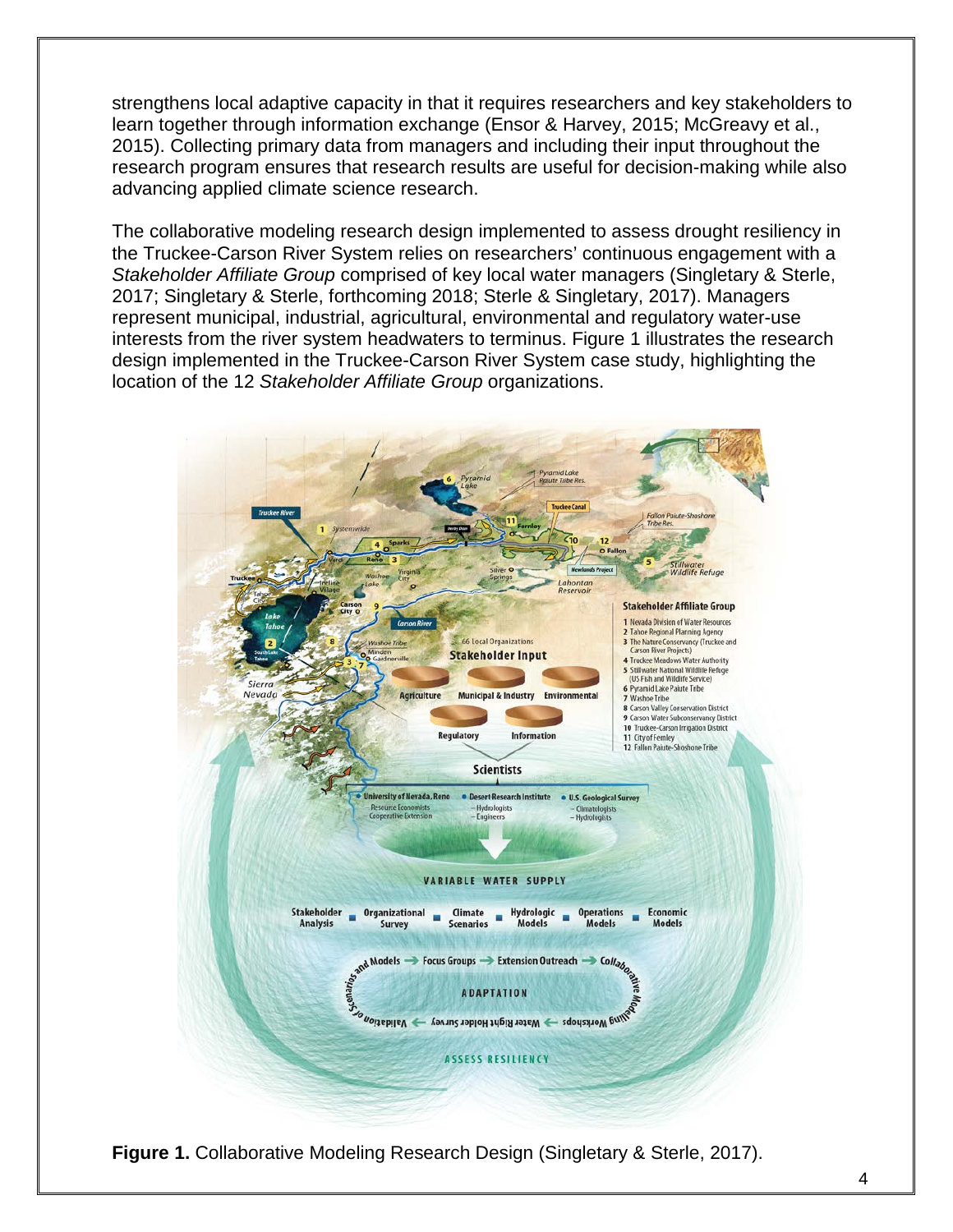strengthens local adaptive capacity in that it requires researchers and key stakeholders to learn together through information exchange (Ensor & Harvey, 2015; McGreavy et al., 2015). Collecting primary data from managers and including their input throughout the research program ensures that research results are useful for decision-making while also advancing applied climate science research.

The collaborative modeling research design implemented to assess drought resiliency in the Truckee-Carson River System relies on researchers' continuous engagement with a *Stakeholder Affiliate Group* comprised of key local water managers (Singletary & Sterle, 2017; Singletary & Sterle, forthcoming 2018; Sterle & Singletary, 2017). Managers represent municipal, industrial, agricultural, environmental and regulatory water-use interests from the river system headwaters to terminus. Figure 1 illustrates the research design implemented in the Truckee-Carson River System case study, highlighting the location of the 12 *Stakeholder Affiliate Group* organizations.

**Figure 1.** Collaborative Modeling Research Design (Singletary & Sterle, 2017).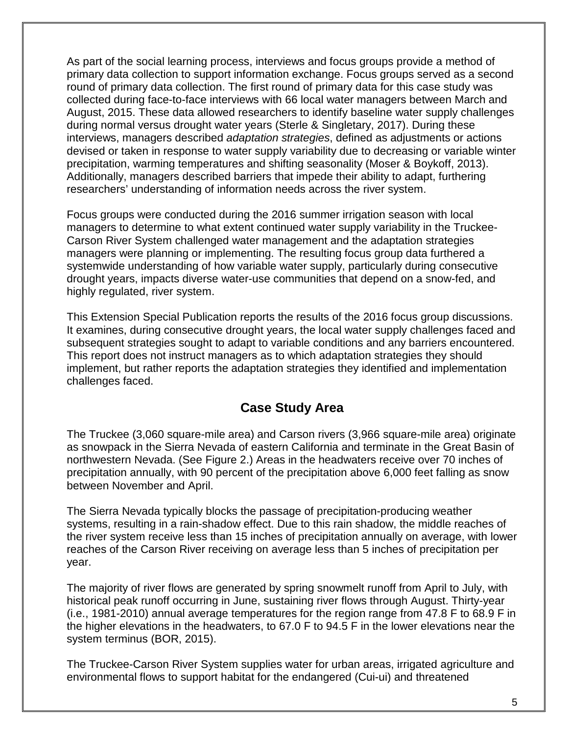As part of the social learning process, interviews and focus groups provide a method of primary data collection to support information exchange. Focus groups served as a second round of primary data collection. The first round of primary data for this case study was collected during face-to-face interviews with 66 local water managers between March and August, 2015. These data allowed researchers to identify baseline water supply challenges during normal versus drought water years (Sterle & Singletary, 2017). During these interviews, managers described *adaptation strategies*, defined as adjustments or actions devised or taken in response to water supply variability due to decreasing or variable winter precipitation, warming temperatures and shifting seasonality (Moser & Boykoff, 2013). Additionally, managers described barriers that impede their ability to adapt, furthering researchers' understanding of information needs across the river system.

Focus groups were conducted during the 2016 summer irrigation season with local managers to determine to what extent continued water supply variability in the Truckee-Carson River System challenged water management and the adaptation strategies managers were planning or implementing. The resulting focus group data furthered a systemwide understanding of how variable water supply, particularly during consecutive drought years, impacts diverse water-use communities that depend on a snow-fed, and highly regulated, river system.

This Extension Special Publication reports the results of the 2016 focus group discussions. It examines, during consecutive drought years, the local water supply challenges faced and subsequent strategies sought to adapt to variable conditions and any barriers encountered. This report does not instruct managers as to which adaptation strategies they should implement, but rather reports the adaptation strategies they identified and implementation challenges faced.

## Case Study Area

The Truckee (3,060 square-mile area) and Carson rivers (3,966 square-mile area) originate as snowpack in the Sierra Nevada of eastern California and terminate in the Great Basin of northwestern Nevada. (See Figure 2.) Areas in the headwaters receive over 70 inches of precipitation annually, with 90 percent of the precipitation above 6,000 feet falling as snow between November and April.

The Sierra Nevada typically blocks the passage of precipitation-producing weather systems, resulting in a rain-shadow effect. Due to this rain shadow, the middle reaches of the river system receive less than 15 inches of precipitation annually on average, with lower reaches of the Carson River receiving on average less than 5 inches of precipitation per year.

The majority of river flows are generated by spring snowmelt runoff from April to July, with historical peak runoff occurring in June, sustaining river flows through August. Thirty-year (i.e., 1981-2010) annual average temperatures for the region range from 47.8 F to 68.9 F in the higher elevations in the headwaters, to 67.0 F to 94.5 F in the lower elevations near the system terminus (BOR, 2015).

The Truckee-Carson River System supplies water for urban areas, irrigated agriculture and environmental flows to support habitat for the endangered (Cui-ui) and threatened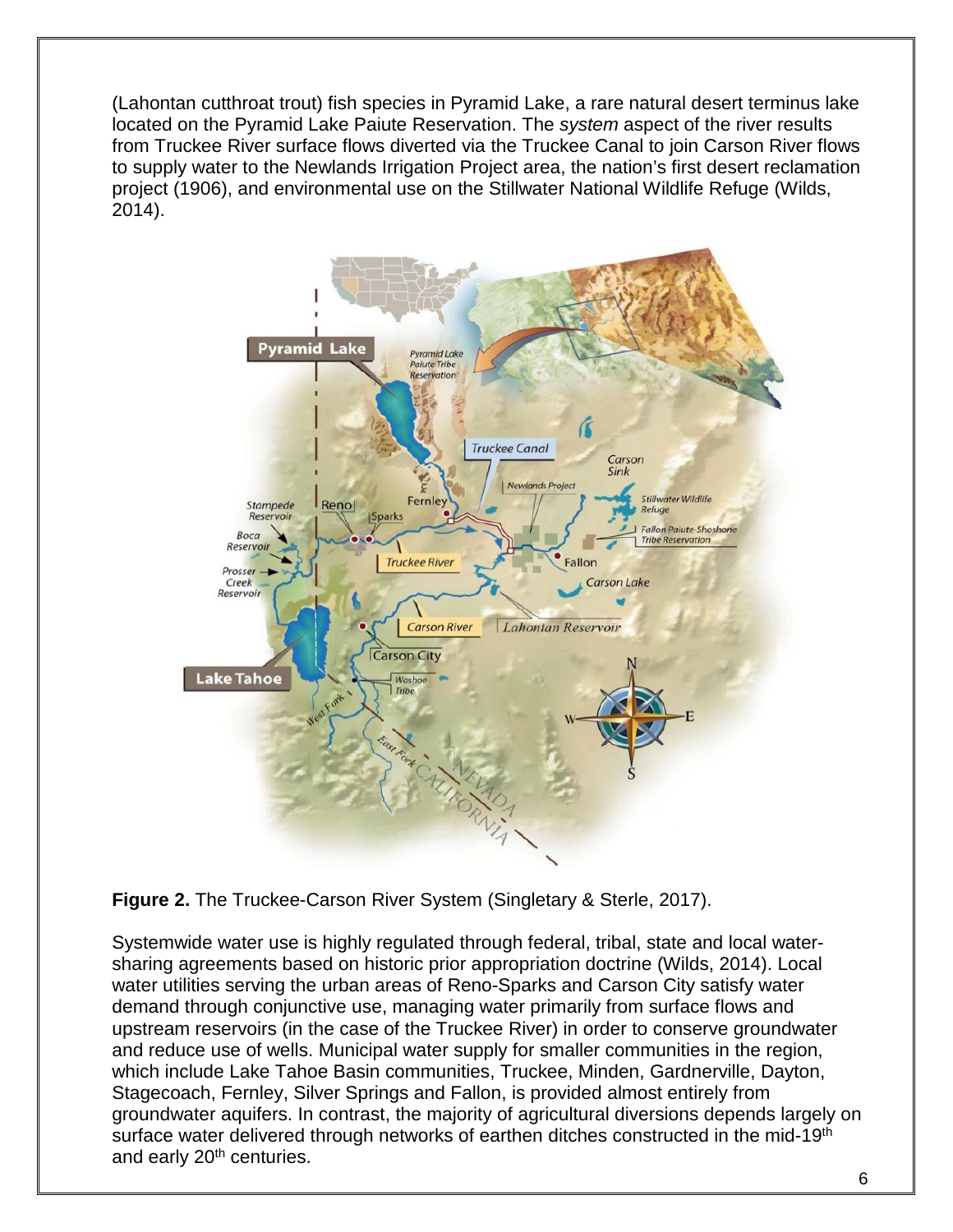(Lahontan cutthroat trout) fish species in Pyramid Lake, a rare natural desert terminus lake located on the Pyramid Lake Paiute Reservation. The *system* aspect of the river results from Truckee River surface flows diverted via the Truckee Canal to join Carson River flows to supply water to the Newlands Irrigation Project area, the nation's first desert reclamation project (1906), and environmental use on the Stillwater National Wildlife Refuge (Wilds, 2014).

**Figure 2.** The Truckee-Carson River System (Singletary & Sterle, 2017).

Systemwide water use is highly regulated through federal, tribal, state and local water-sharing agreements based on historic prior appropriation doctrine (Wilds, 2014). Local water utilities serving the urban areas of Reno-Sparks and Carson City satisfy water demand through conjunctive use, managing water primarily from surface flows and upstream reservoirs (in the case of the Truckee River) in order to conserve groundwater and reduce use of wells. Municipal water supply for smaller communities in the region, which include Lake Tahoe Basin communities, Truckee, Minden, Gardnerville, Dayton, Stagecoach, Fernley, Silver Springs and Fallon, is provided almost entirely from groundwater aquifers. In contrast, the majority of agricultural diversions depends largely on surface water delivered through networks of earthen ditches constructed in the mid-19th and early 20th centuries.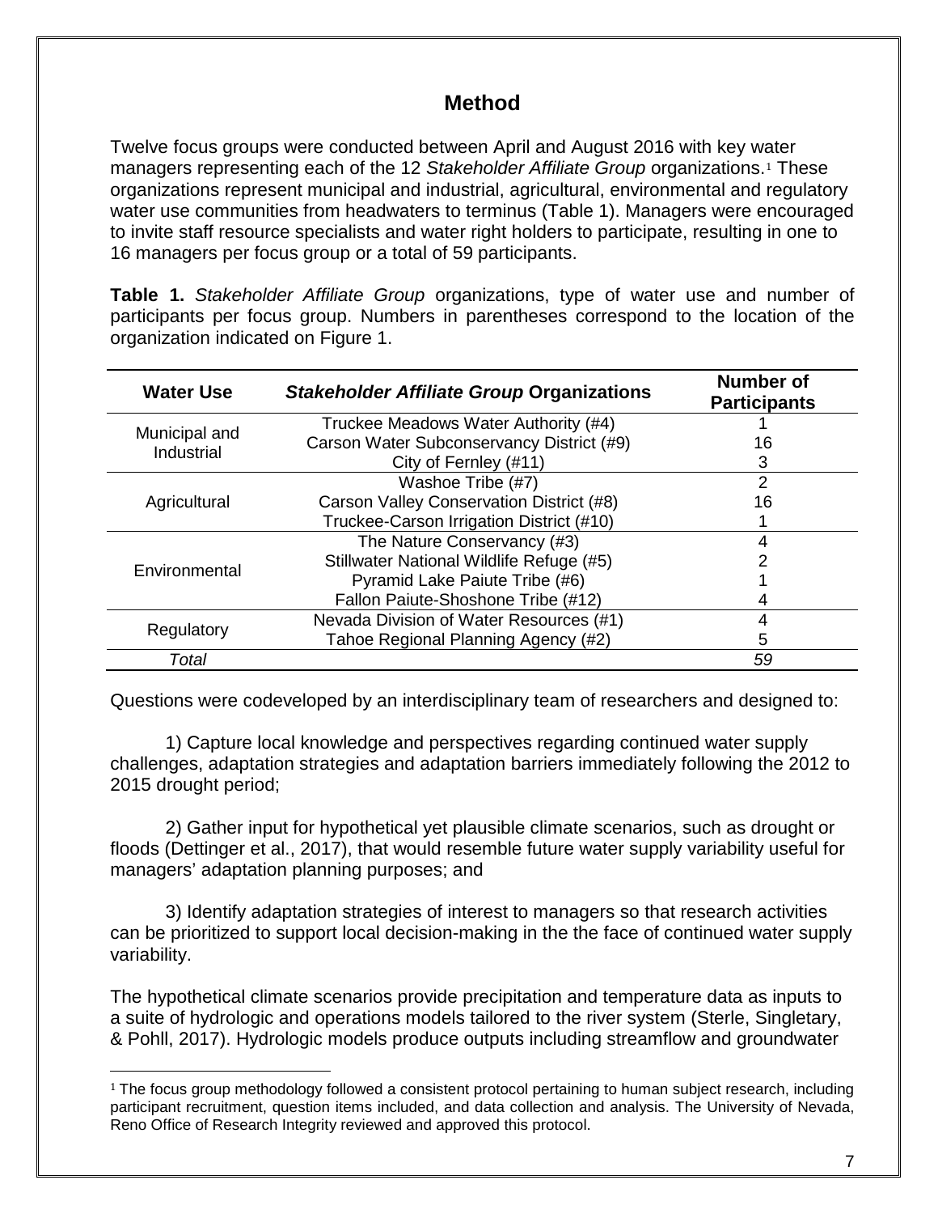## Method

Twelve focus groups were conducted between April and August 2016 with key water managers representing each of the 12 *Stakeholder Affiliate Group* organizations.[1] These organizations represent municipal and industrial, agricultural, environmental and regulatory water use communities from headwaters to terminus (Table 1). Managers were encouraged to invite staff resource specialists and water right holders to participate, resulting in one to 16 managers per focus group or a total of 59 participants.

**Table 1.** *Stakeholder Affiliate Group* organizations, type of water use and number of participants per focus group. Numbers in parentheses correspond to the location of the organization indicated on Figure 1.

| Water Use | *Stakeholder Affiliate Group* Organizations | Number of Participants |
|---|---|---|
| Municipal and Industrial | Truckee Meadows Water Authority (#4) | 1 |
| | Carson Water Subconservancy District (#9) | 16 |
| | City of Fernley (#11) | 3 |
| Agricultural | Washoe Tribe (#7) | 2 |
| | Carson Valley Conservation District (#8) | 16 |
| | Truckee-Carson Irrigation District (#10) | 1 |
| Environmental | The Nature Conservancy (#3) | 4 |
| | Stillwater National Wildlife Refuge (#5) | 2 |
| | Pyramid Lake Paiute Tribe (#6) | 1 |
| | Fallon Paiute-Shoshone Tribe (#12) | 4 |
| Regulatory | Nevada Division of Water Resources (#1) | 4 |
| | Tahoe Regional Planning Agency (#2) | 5 |
| *Total* | | *59* |

Questions were codeveloped by an interdisciplinary team of researchers and designed to:

1) Capture local knowledge and perspectives regarding continued water supply challenges, adaptation strategies and adaptation barriers immediately following the 2012 to 2015 drought period;

2) Gather input for hypothetical yet plausible climate scenarios, such as drought or floods (Dettinger et al., 2017), that would resemble future water supply variability useful for managers' adaptation planning purposes; and

3) Identify adaptation strategies of interest to managers so that research activities can be prioritized to support local decision-making in the the face of continued water supply variability.

The hypothetical climate scenarios provide precipitation and temperature data as inputs to a suite of hydrologic and operations models tailored to the river system (Sterle, Singletary, & Pohll, 2017). Hydrologic models produce outputs including streamflow and groundwater

[1] The focus group methodology followed a consistent protocol pertaining to human subject research, including participant recruitment, question items included, and data collection and analysis. The University of Nevada, Reno Office of Research Integrity reviewed and approved this protocol.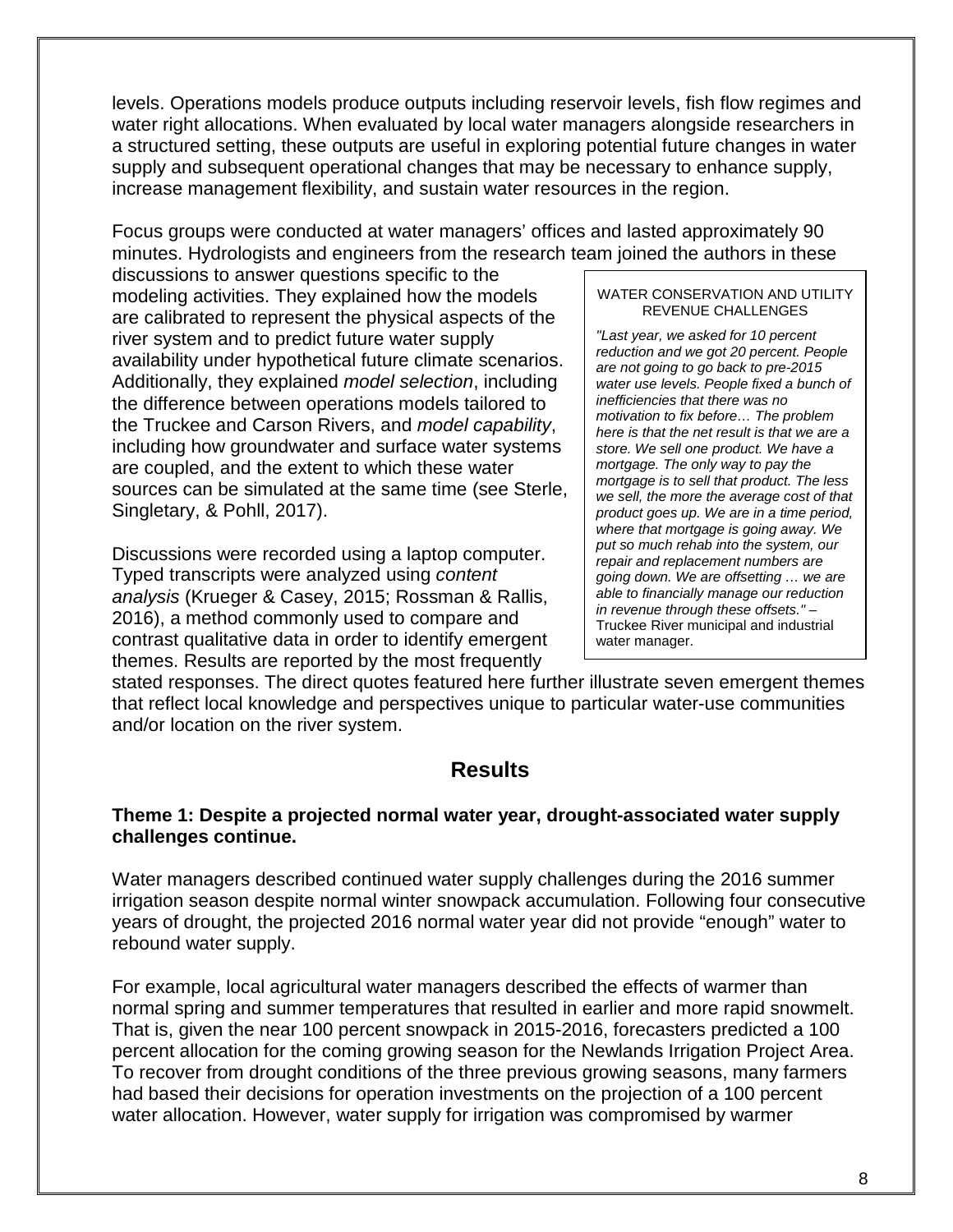levels. Operations models produce outputs including reservoir levels, fish flow regimes and water right allocations. When evaluated by local water managers alongside researchers in a structured setting, these outputs are useful in exploring potential future changes in water supply and subsequent operational changes that may be necessary to enhance supply, increase management flexibility, and sustain water resources in the region.

Focus groups were conducted at water managers' offices and lasted approximately 90 minutes. Hydrologists and engineers from the research team joined the authors in these discussions to answer questions specific to the modeling activities. They explained how the models are calibrated to represent the physical aspects of the river system and to predict future water supply availability under hypothetical future climate scenarios. Additionally, they explained *model selection*, including the difference between operations models tailored to the Truckee and Carson Rivers, and *model capability*, including how groundwater and surface water systems are coupled, and the extent to which these water sources can be simulated at the same time (see Sterle, Singletary, & Pohll, 2017).

Discussions were recorded using a laptop computer. Typed transcripts were analyzed using *content analysis* (Krueger & Casey, 2015; Rossman & Rallis, 2016), a method commonly used to compare and contrast qualitative data in order to identify emergent themes. Results are reported by the most frequently stated responses. The direct quotes featured here further illustrate seven emergent themes that reflect local knowledge and perspectives unique to particular water-use communities and/or location on the river system.

> WATER CONSERVATION AND UTILITY REVENUE CHALLENGES
>
> *"Last year, we asked for 10 percent reduction and we got 20 percent. People are not going to go back to pre-2015 water use levels. People fixed a bunch of inefficiencies that there was no motivation to fix before… The problem here is that the net result is that we are a store. We sell one product. We have a mortgage. The only way to pay the mortgage is to sell that product. The less we sell, the more the average cost of that product goes up. We are in a time period, where that mortgage is going away. We put so much rehab into the system, our repair and replacement numbers are going down. We are offsetting … we are able to financially manage our reduction in revenue through these offsets."* – Truckee River municipal and industrial water manager.

## Results

**Theme 1: Despite a projected normal water year, drought-associated water supply challenges continue.**

Water managers described continued water supply challenges during the 2016 summer irrigation season despite normal winter snowpack accumulation. Following four consecutive years of drought, the projected 2016 normal water year did not provide "enough" water to rebound water supply.

For example, local agricultural water managers described the effects of warmer than normal spring and summer temperatures that resulted in earlier and more rapid snowmelt. That is, given the near 100 percent snowpack in 2015-2016, forecasters predicted a 100 percent allocation for the coming growing season for the Newlands Irrigation Project Area. To recover from drought conditions of the three previous growing seasons, many farmers had based their decisions for operation investments on the projection of a 100 percent water allocation. However, water supply for irrigation was compromised by warmer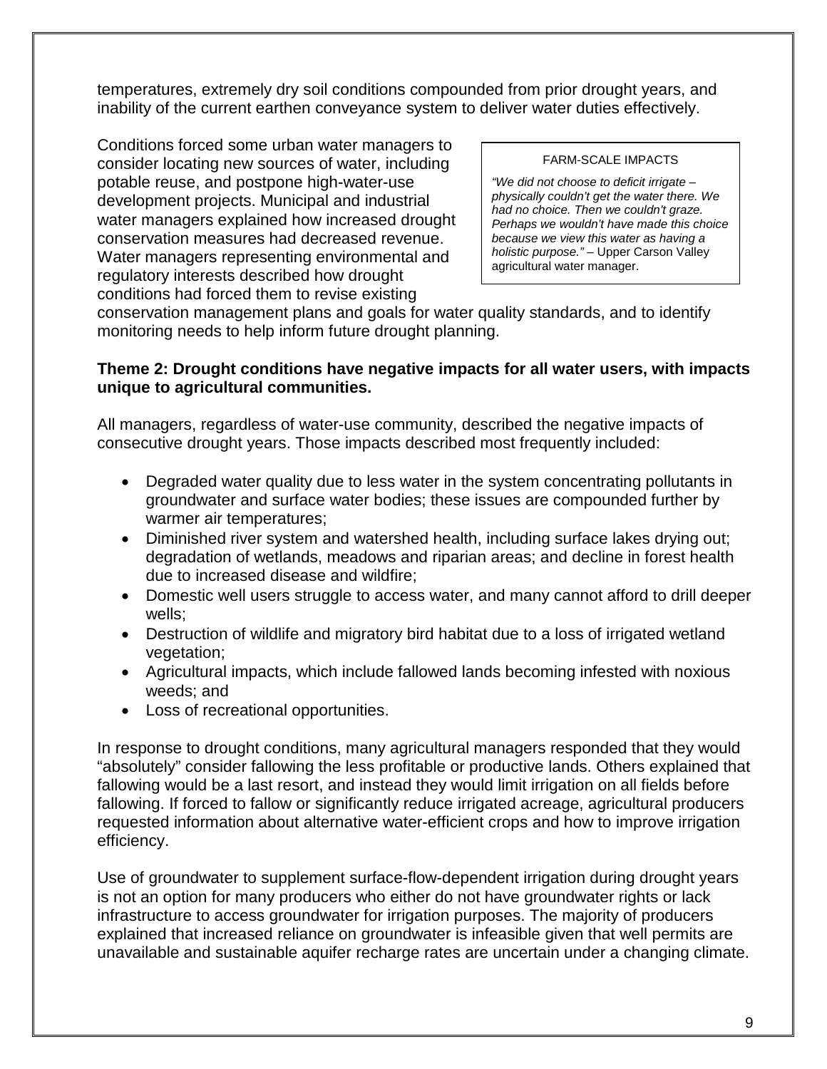temperatures, extremely dry soil conditions compounded from prior drought years, and inability of the current earthen conveyance system to deliver water duties effectively.

Conditions forced some urban water managers to consider locating new sources of water, including potable reuse, and postpone high-water-use development projects. Municipal and industrial water managers explained how increased drought conservation measures had decreased revenue. Water managers representing environmental and regulatory interests described how drought conditions had forced them to revise existing conservation management plans and goals for water quality standards, and to identify monitoring needs to help inform future drought planning.

> FARM-SCALE IMPACTS
>
> *"We did not choose to deficit irrigate – physically couldn't get the water there. We had no choice. Then we couldn't graze. Perhaps we wouldn't have made this choice because we view this water as having a holistic purpose."* – Upper Carson Valley agricultural water manager.

**Theme 2: Drought conditions have negative impacts for all water users, with impacts unique to agricultural communities.**

All managers, regardless of water-use community, described the negative impacts of consecutive drought years. Those impacts described most frequently included:

- Degraded water quality due to less water in the system concentrating pollutants in groundwater and surface water bodies; these issues are compounded further by warmer air temperatures;
- Diminished river system and watershed health, including surface lakes drying out; degradation of wetlands, meadows and riparian areas; and decline in forest health due to increased disease and wildfire;
- Domestic well users struggle to access water, and many cannot afford to drill deeper wells;
- Destruction of wildlife and migratory bird habitat due to a loss of irrigated wetland vegetation;
- Agricultural impacts, which include fallowed lands becoming infested with noxious weeds; and
- Loss of recreational opportunities.

In response to drought conditions, many agricultural managers responded that they would "absolutely" consider fallowing the less profitable or productive lands. Others explained that fallowing would be a last resort, and instead they would limit irrigation on all fields before fallowing. If forced to fallow or significantly reduce irrigated acreage, agricultural producers requested information about alternative water-efficient crops and how to improve irrigation efficiency.

Use of groundwater to supplement surface-flow-dependent irrigation during drought years is not an option for many producers who either do not have groundwater rights or lack infrastructure to access groundwater for irrigation purposes. The majority of producers explained that increased reliance on groundwater is infeasible given that well permits are unavailable and sustainable aquifer recharge rates are uncertain under a changing climate.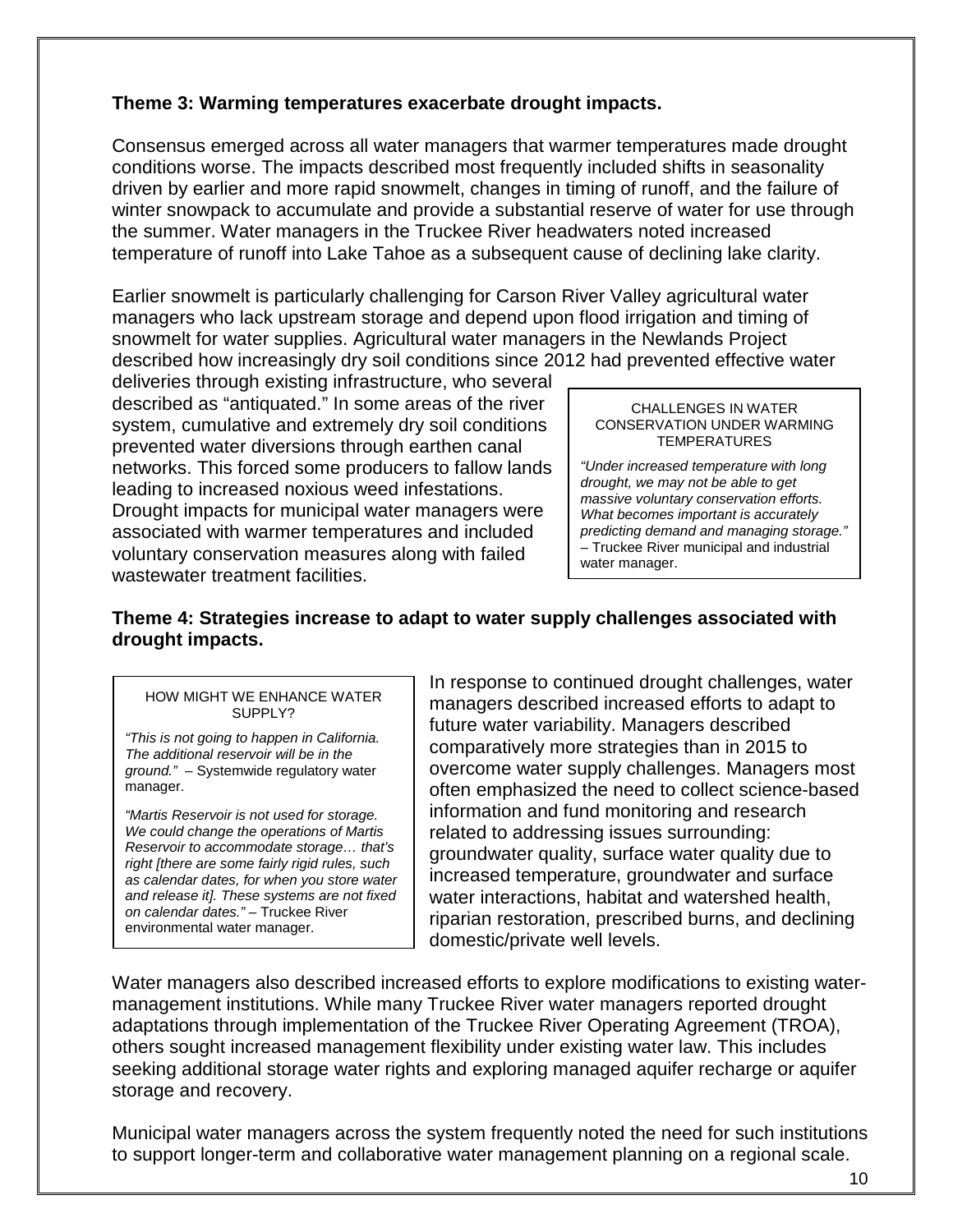**Theme 3: Warming temperatures exacerbate drought impacts.**

Consensus emerged across all water managers that warmer temperatures made drought conditions worse. The impacts described most frequently included shifts in seasonality driven by earlier and more rapid snowmelt, changes in timing of runoff, and the failure of winter snowpack to accumulate and provide a substantial reserve of water for use through the summer. Water managers in the Truckee River headwaters noted increased temperature of runoff into Lake Tahoe as a subsequent cause of declining lake clarity.

Earlier snowmelt is particularly challenging for Carson River Valley agricultural water managers who lack upstream storage and depend upon flood irrigation and timing of snowmelt for water supplies. Agricultural water managers in the Newlands Project described how increasingly dry soil conditions since 2012 had prevented effective water deliveries through existing infrastructure, who several described as "antiquated." In some areas of the river system, cumulative and extremely dry soil conditions prevented water diversions through earthen canal networks. This forced some producers to fallow lands leading to increased noxious weed infestations. Drought impacts for municipal water managers were associated with warmer temperatures and included voluntary conservation measures along with failed wastewater treatment facilities.

> CHALLENGES IN WATER CONSERVATION UNDER WARMING TEMPERATURES
>
> *"Under increased temperature with long drought, we may not be able to get massive voluntary conservation efforts. What becomes important is accurately predicting demand and managing storage."* – Truckee River municipal and industrial water manager.

**Theme 4: Strategies increase to adapt to water supply challenges associated with drought impacts.**

> HOW MIGHT WE ENHANCE WATER SUPPLY?
>
> *"This is not going to happen in California. The additional reservoir will be in the ground."* – Systemwide regulatory water manager.
>
> *"Martis Reservoir is not used for storage. We could change the operations of Martis Reservoir to accommodate storage… that's right [there are some fairly rigid rules, such as calendar dates, for when you store water and release it]. These systems are not fixed on calendar dates."* – Truckee River environmental water manager.

In response to continued drought challenges, water managers described increased efforts to adapt to future water variability. Managers described comparatively more strategies than in 2015 to overcome water supply challenges. Managers most often emphasized the need to collect science-based information and fund monitoring and research related to addressing issues surrounding: groundwater quality, surface water quality due to increased temperature, groundwater and surface water interactions, habitat and watershed health, riparian restoration, prescribed burns, and declining domestic/private well levels.

Water managers also described increased efforts to explore modifications to existing water-management institutions. While many Truckee River water managers reported drought adaptations through implementation of the Truckee River Operating Agreement (TROA), others sought increased management flexibility under existing water law. This includes seeking additional storage water rights and exploring managed aquifer recharge or aquifer storage and recovery.

Municipal water managers across the system frequently noted the need for such institutions to support longer-term and collaborative water management planning on a regional scale.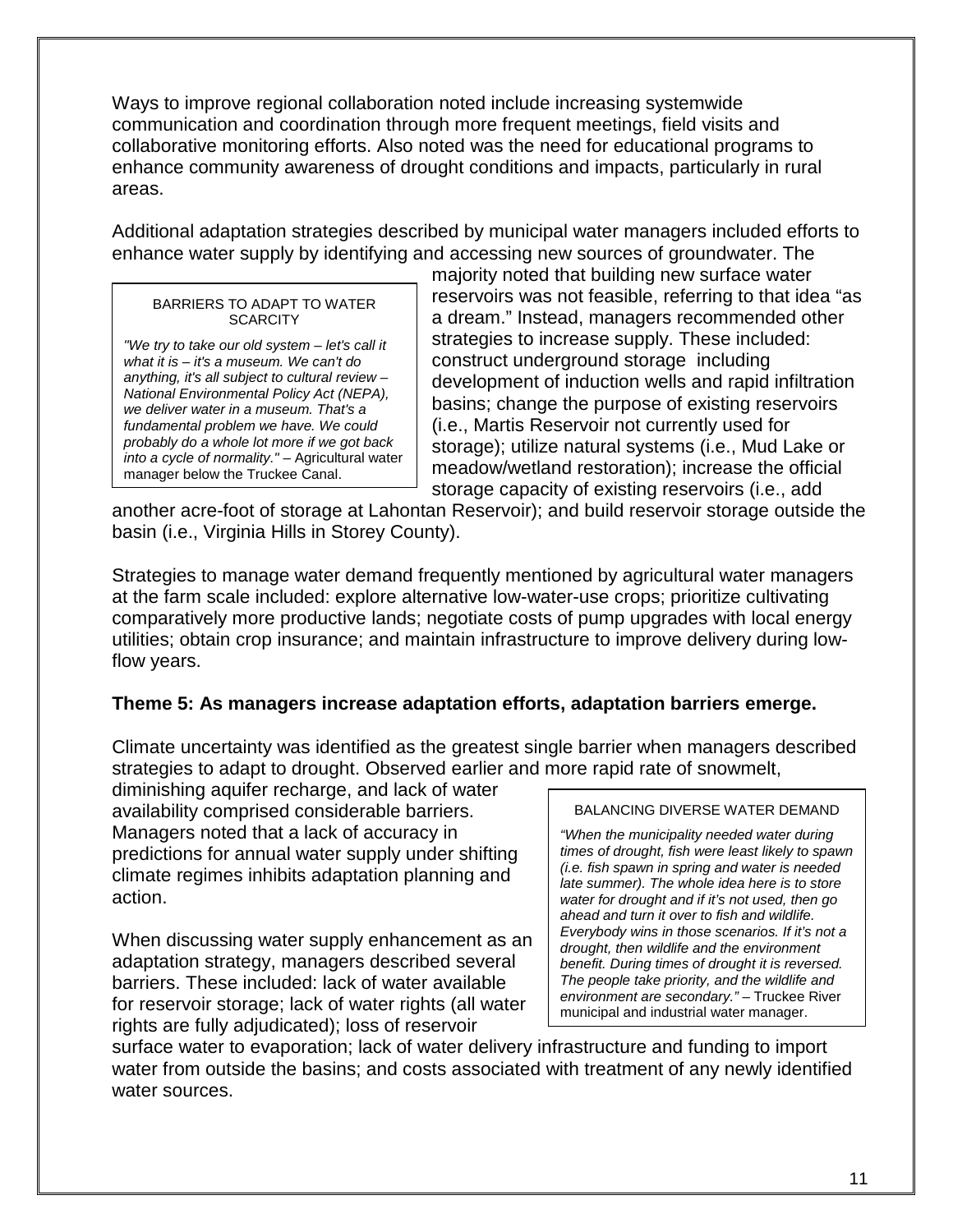Ways to improve regional collaboration noted include increasing systemwide communication and coordination through more frequent meetings, field visits and collaborative monitoring efforts. Also noted was the need for educational programs to enhance community awareness of drought conditions and impacts, particularly in rural areas.

Additional adaptation strategies described by municipal water managers included efforts to enhance water supply by identifying and accessing new sources of groundwater. The majority noted that building new surface water reservoirs was not feasible, referring to that idea "as a dream." Instead, managers recommended other strategies to increase supply. These included: construct underground storage including development of induction wells and rapid infiltration basins; change the purpose of existing reservoirs (i.e., Martis Reservoir not currently used for storage); utilize natural systems (i.e., Mud Lake or meadow/wetland restoration); increase the official storage capacity of existing reservoirs (i.e., add another acre-foot of storage at Lahontan Reservoir); and build reservoir storage outside the basin (i.e., Virginia Hills in Storey County).

> BARRIERS TO ADAPT TO WATER SCARCITY
>
> *"We try to take our old system – let's call it what it is – it's a museum. We can't do anything, it's all subject to cultural review – National Environmental Policy Act (NEPA), we deliver water in a museum. That's a fundamental problem we have. We could probably do a whole lot more if we got back into a cycle of normality."* – Agricultural water manager below the Truckee Canal.

Strategies to manage water demand frequently mentioned by agricultural water managers at the farm scale included: explore alternative low-water-use crops; prioritize cultivating comparatively more productive lands; negotiate costs of pump upgrades with local energy utilities; obtain crop insurance; and maintain infrastructure to improve delivery during low-flow years.

**Theme 5: As managers increase adaptation efforts, adaptation barriers emerge.**

Climate uncertainty was identified as the greatest single barrier when managers described strategies to adapt to drought. Observed earlier and more rapid rate of snowmelt, diminishing aquifer recharge, and lack of water availability comprised considerable barriers. Managers noted that a lack of accuracy in predictions for annual water supply under shifting climate regimes inhibits adaptation planning and action.

When discussing water supply enhancement as an adaptation strategy, managers described several barriers. These included: lack of water available for reservoir storage; lack of water rights (all water rights are fully adjudicated); loss of reservoir surface water to evaporation; lack of water delivery infrastructure and funding to import water from outside the basins; and costs associated with treatment of any newly identified water sources.

> BALANCING DIVERSE WATER DEMAND
>
> *"When the municipality needed water during times of drought, fish were least likely to spawn (i.e. fish spawn in spring and water is needed late summer). The whole idea here is to store water for drought and if it's not used, then go ahead and turn it over to fish and wildlife. Everybody wins in those scenarios. If it's not a drought, then wildlife and the environment benefit. During times of drought it is reversed. The people take priority, and the wildlife and environment are secondary."* – Truckee River municipal and industrial water manager.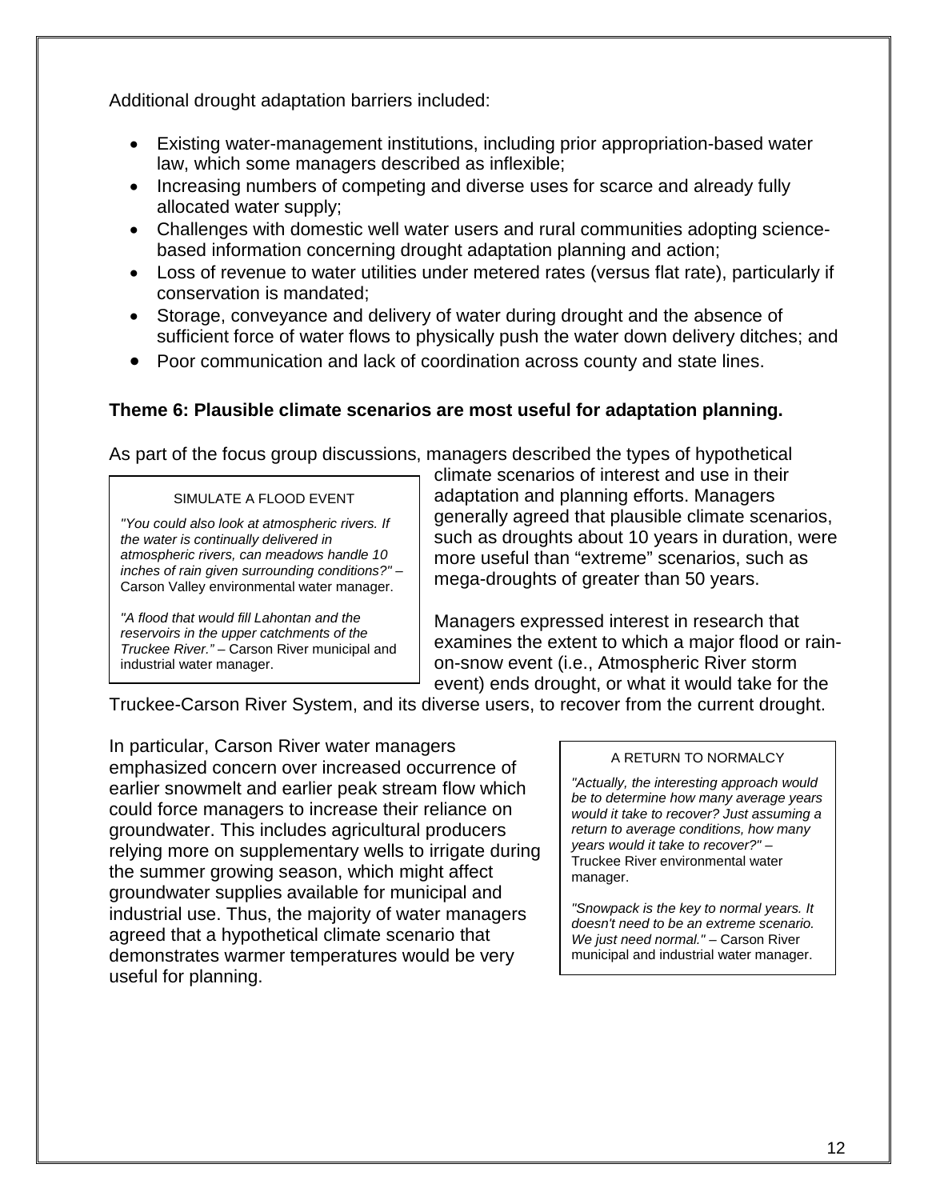Additional drought adaptation barriers included:

- Existing water-management institutions, including prior appropriation-based water law, which some managers described as inflexible;
- Increasing numbers of competing and diverse uses for scarce and already fully allocated water supply;
- Challenges with domestic well water users and rural communities adopting science-based information concerning drought adaptation planning and action;
- Loss of revenue to water utilities under metered rates (versus flat rate), particularly if conservation is mandated;
- Storage, conveyance and delivery of water during drought and the absence of sufficient force of water flows to physically push the water down delivery ditches; and
- Poor communication and lack of coordination across county and state lines.

**Theme 6: Plausible climate scenarios are most useful for adaptation planning.**

As part of the focus group discussions, managers described the types of hypothetical climate scenarios of interest and use in their adaptation and planning efforts. Managers generally agreed that plausible climate scenarios, such as droughts about 10 years in duration, were more useful than "extreme" scenarios, such as mega-droughts of greater than 50 years.

> SIMULATE A FLOOD EVENT
>
> *"You could also look at atmospheric rivers. If the water is continually delivered in atmospheric rivers, can meadows handle 10 inches of rain given surrounding conditions?"* – Carson Valley environmental water manager.
>
> *"A flood that would fill Lahontan and the reservoirs in the upper catchments of the Truckee River."* – Carson River municipal and industrial water manager.

Managers expressed interest in research that examines the extent to which a major flood or rain-on-snow event (i.e., Atmospheric River storm event) ends drought, or what it would take for the Truckee-Carson River System, and its diverse users, to recover from the current drought.

In particular, Carson River water managers emphasized concern over increased occurrence of earlier snowmelt and earlier peak stream flow which could force managers to increase their reliance on groundwater. This includes agricultural producers relying more on supplementary wells to irrigate during the summer growing season, which might affect groundwater supplies available for municipal and industrial use. Thus, the majority of water managers agreed that a hypothetical climate scenario that demonstrates warmer temperatures would be very useful for planning.

> A RETURN TO NORMALCY
>
> *"Actually, the interesting approach would be to determine how many average years would it take to recover? Just assuming a return to average conditions, how many years would it take to recover?"* – Truckee River environmental water manager.
>
> *"Snowpack is the key to normal years. It doesn't need to be an extreme scenario. We just need normal."* – Carson River municipal and industrial water manager.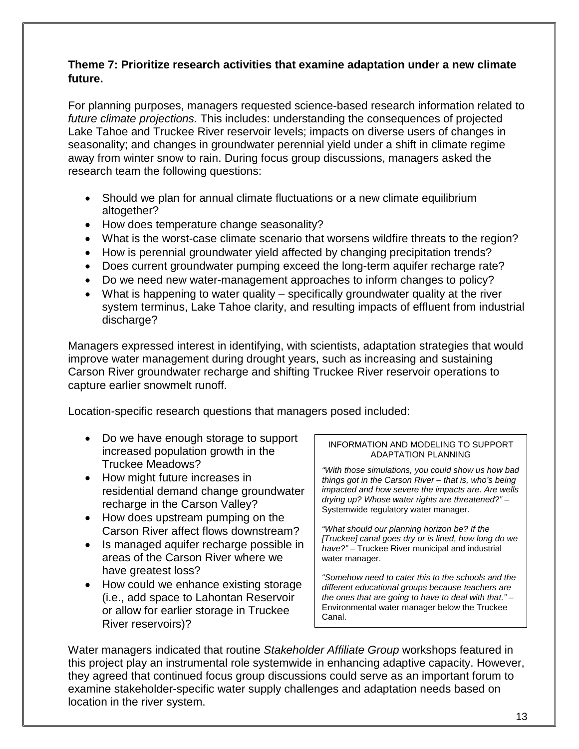**Theme 7: Prioritize research activities that examine adaptation under a new climate future.**

For planning purposes, managers requested science-based research information related to *future climate projections.* This includes: understanding the consequences of projected Lake Tahoe and Truckee River reservoir levels; impacts on diverse users of changes in seasonality; and changes in groundwater perennial yield under a shift in climate regime away from winter snow to rain. During focus group discussions, managers asked the research team the following questions:

- Should we plan for annual climate fluctuations or a new climate equilibrium altogether?
- How does temperature change seasonality?
- What is the worst-case climate scenario that worsens wildfire threats to the region?
- How is perennial groundwater yield affected by changing precipitation trends?
- Does current groundwater pumping exceed the long-term aquifer recharge rate?
- Do we need new water-management approaches to inform changes to policy?
- What is happening to water quality – specifically groundwater quality at the river system terminus, Lake Tahoe clarity, and resulting impacts of effluent from industrial discharge?

Managers expressed interest in identifying, with scientists, adaptation strategies that would improve water management during drought years, such as increasing and sustaining Carson River groundwater recharge and shifting Truckee River reservoir operations to capture earlier snowmelt runoff.

Location-specific research questions that managers posed included:

- Do we have enough storage to support increased population growth in the Truckee Meadows?
- How might future increases in residential demand change groundwater recharge in the Carson Valley?
- How does upstream pumping on the Carson River affect flows downstream?
- Is managed aquifer recharge possible in areas of the Carson River where we have greatest loss?
- How could we enhance existing storage (i.e., add space to Lahontan Reservoir or allow for earlier storage in Truckee River reservoirs)?

> INFORMATION AND MODELING TO SUPPORT ADAPTATION PLANNING
>
> *"With those simulations, you could show us how bad things got in the Carson River – that is, who's being impacted and how severe the impacts are. Are wells drying up? Whose water rights are threatened?"* – Systemwide regulatory water manager.
>
> *"What should our planning horizon be? If the [Truckee] canal goes dry or is lined, how long do we have?"* – Truckee River municipal and industrial water manager.
>
> *"Somehow need to cater this to the schools and the different educational groups because teachers are the ones that are going to have to deal with that."* – Environmental water manager below the Truckee Canal.

Water managers indicated that routine *Stakeholder Affiliate Group* workshops featured in this project play an instrumental role systemwide in enhancing adaptive capacity. However, they agreed that continued focus group discussions could serve as an important forum to examine stakeholder-specific water supply challenges and adaptation needs based on location in the river system.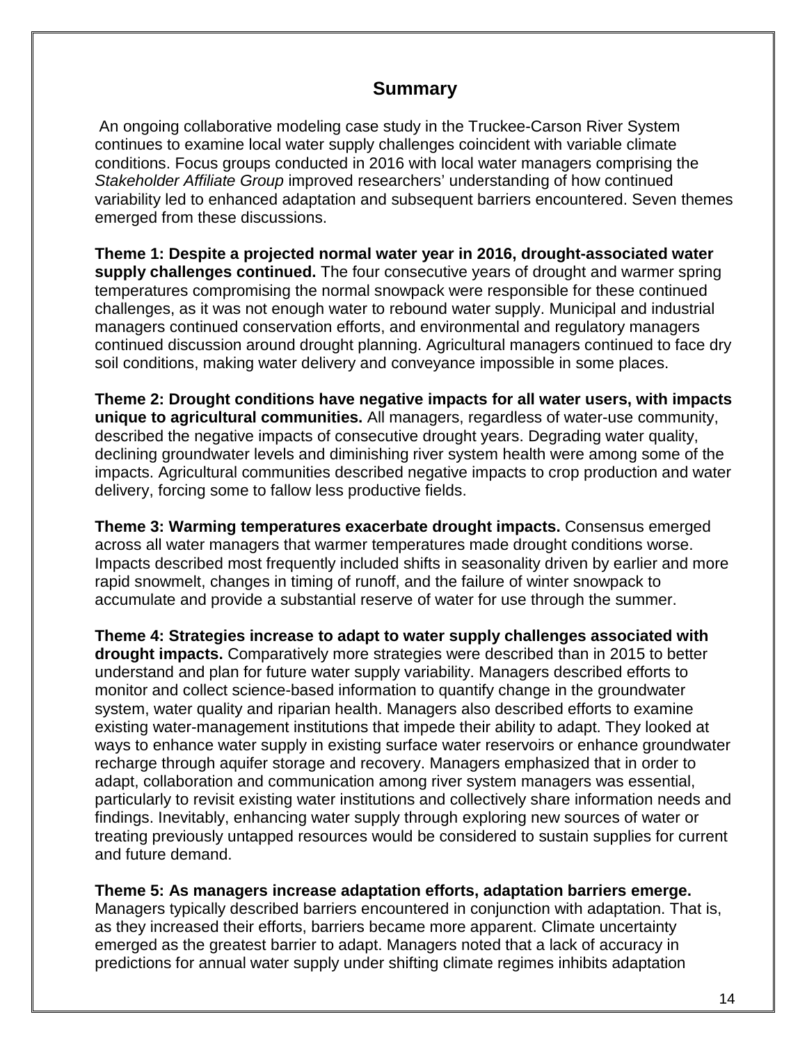## Summary

An ongoing collaborative modeling case study in the Truckee-Carson River System continues to examine local water supply challenges coincident with variable climate conditions. Focus groups conducted in 2016 with local water managers comprising the *Stakeholder Affiliate Group* improved researchers' understanding of how continued variability led to enhanced adaptation and subsequent barriers encountered. Seven themes emerged from these discussions.

**Theme 1: Despite a projected normal water year in 2016, drought-associated water supply challenges continued.** The four consecutive years of drought and warmer spring temperatures compromising the normal snowpack were responsible for these continued challenges, as it was not enough water to rebound water supply. Municipal and industrial managers continued conservation efforts, and environmental and regulatory managers continued discussion around drought planning. Agricultural managers continued to face dry soil conditions, making water delivery and conveyance impossible in some places.

**Theme 2: Drought conditions have negative impacts for all water users, with impacts unique to agricultural communities.** All managers, regardless of water-use community, described the negative impacts of consecutive drought years. Degrading water quality, declining groundwater levels and diminishing river system health were among some of the impacts. Agricultural communities described negative impacts to crop production and water delivery, forcing some to fallow less productive fields.

**Theme 3: Warming temperatures exacerbate drought impacts.** Consensus emerged across all water managers that warmer temperatures made drought conditions worse. Impacts described most frequently included shifts in seasonality driven by earlier and more rapid snowmelt, changes in timing of runoff, and the failure of winter snowpack to accumulate and provide a substantial reserve of water for use through the summer.

**Theme 4: Strategies increase to adapt to water supply challenges associated with drought impacts.** Comparatively more strategies were described than in 2015 to better understand and plan for future water supply variability. Managers described efforts to monitor and collect science-based information to quantify change in the groundwater system, water quality and riparian health. Managers also described efforts to examine existing water-management institutions that impede their ability to adapt. They looked at ways to enhance water supply in existing surface water reservoirs or enhance groundwater recharge through aquifer storage and recovery. Managers emphasized that in order to adapt, collaboration and communication among river system managers was essential, particularly to revisit existing water institutions and collectively share information needs and findings. Inevitably, enhancing water supply through exploring new sources of water or treating previously untapped resources would be considered to sustain supplies for current and future demand.

**Theme 5: As managers increase adaptation efforts, adaptation barriers emerge.** Managers typically described barriers encountered in conjunction with adaptation. That is, as they increased their efforts, barriers became more apparent. Climate uncertainty emerged as the greatest barrier to adapt. Managers noted that a lack of accuracy in predictions for annual water supply under shifting climate regimes inhibits adaptation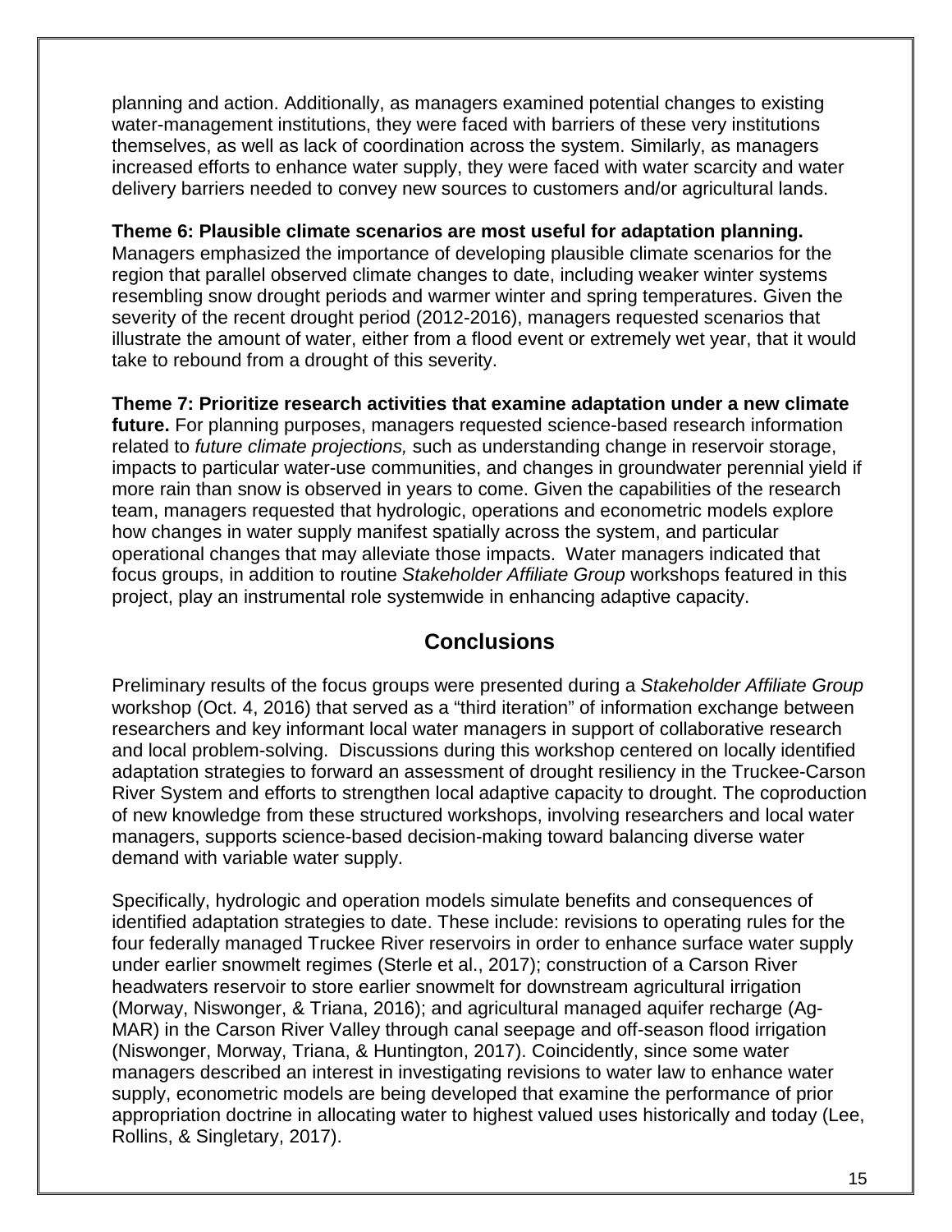planning and action. Additionally, as managers examined potential changes to existing water-management institutions, they were faced with barriers of these very institutions themselves, as well as lack of coordination across the system. Similarly, as managers increased efforts to enhance water supply, they were faced with water scarcity and water delivery barriers needed to convey new sources to customers and/or agricultural lands.

**Theme 6: Plausible climate scenarios are most useful for adaptation planning.** Managers emphasized the importance of developing plausible climate scenarios for the region that parallel observed climate changes to date, including weaker winter systems resembling snow drought periods and warmer winter and spring temperatures. Given the severity of the recent drought period (2012-2016), managers requested scenarios that illustrate the amount of water, either from a flood event or extremely wet year, that it would take to rebound from a drought of this severity.

**Theme 7: Prioritize research activities that examine adaptation under a new climate future.** For planning purposes, managers requested science-based research information related to *future climate projections,* such as understanding change in reservoir storage, impacts to particular water-use communities, and changes in groundwater perennial yield if more rain than snow is observed in years to come. Given the capabilities of the research team, managers requested that hydrologic, operations and econometric models explore how changes in water supply manifest spatially across the system, and particular operational changes that may alleviate those impacts. Water managers indicated that focus groups, in addition to routine *Stakeholder Affiliate Group* workshops featured in this project, play an instrumental role systemwide in enhancing adaptive capacity.

## Conclusions

Preliminary results of the focus groups were presented during a *Stakeholder Affiliate Group* workshop (Oct. 4, 2016) that served as a "third iteration" of information exchange between researchers and key informant local water managers in support of collaborative research and local problem-solving. Discussions during this workshop centered on locally identified adaptation strategies to forward an assessment of drought resiliency in the Truckee-Carson River System and efforts to strengthen local adaptive capacity to drought. The coproduction of new knowledge from these structured workshops, involving researchers and local water managers, supports science-based decision-making toward balancing diverse water demand with variable water supply.

Specifically, hydrologic and operation models simulate benefits and consequences of identified adaptation strategies to date. These include: revisions to operating rules for the four federally managed Truckee River reservoirs in order to enhance surface water supply under earlier snowmelt regimes (Sterle et al., 2017); construction of a Carson River headwaters reservoir to store earlier snowmelt for downstream agricultural irrigation (Morway, Niswonger, & Triana, 2016); and agricultural managed aquifer recharge (Ag-MAR) in the Carson River Valley through canal seepage and off-season flood irrigation (Niswonger, Morway, Triana, & Huntington, 2017). Coincidently, since some water managers described an interest in investigating revisions to water law to enhance water supply, econometric models are being developed that examine the performance of prior appropriation doctrine in allocating water to highest valued uses historically and today (Lee, Rollins, & Singletary, 2017).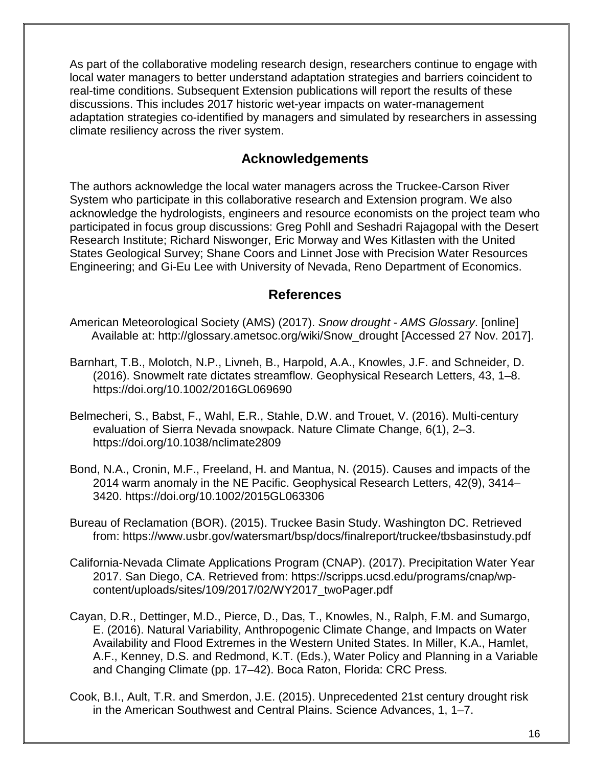As part of the collaborative modeling research design, researchers continue to engage with local water managers to better understand adaptation strategies and barriers coincident to real-time conditions. Subsequent Extension publications will report the results of these discussions. This includes 2017 historic wet-year impacts on water-management adaptation strategies co-identified by managers and simulated by researchers in assessing climate resiliency across the river system.

## Acknowledgements

The authors acknowledge the local water managers across the Truckee-Carson River System who participate in this collaborative research and Extension program. We also acknowledge the hydrologists, engineers and resource economists on the project team who participated in focus group discussions: Greg Pohll and Seshadri Rajagopal with the Desert Research Institute; Richard Niswonger, Eric Morway and Wes Kitlasten with the United States Geological Survey; Shane Coors and Linnet Jose with Precision Water Resources Engineering; and Gi-Eu Lee with University of Nevada, Reno Department of Economics.

## References

American Meteorological Society (AMS) (2017). *Snow drought - AMS Glossary*. [online] Available at: http://glossary.ametsoc.org/wiki/Snow_drought [Accessed 27 Nov. 2017].

Barnhart, T.B., Molotch, N.P., Livneh, B., Harpold, A.A., Knowles, J.F. and Schneider, D. (2016). Snowmelt rate dictates streamflow. Geophysical Research Letters, 43, 1–8. https://doi.org/10.1002/2016GL069690

Belmecheri, S., Babst, F., Wahl, E.R., Stahle, D.W. and Trouet, V. (2016). Multi-century evaluation of Sierra Nevada snowpack. Nature Climate Change, 6(1), 2–3. https://doi.org/10.1038/nclimate2809

Bond, N.A., Cronin, M.F., Freeland, H. and Mantua, N. (2015). Causes and impacts of the 2014 warm anomaly in the NE Pacific. Geophysical Research Letters, 42(9), 3414–3420. https://doi.org/10.1002/2015GL063306

Bureau of Reclamation (BOR). (2015). Truckee Basin Study. Washington DC. Retrieved from: https://www.usbr.gov/watersmart/bsp/docs/finalreport/truckee/tbsbasinstudy.pdf

California-Nevada Climate Applications Program (CNAP). (2017). Precipitation Water Year 2017. San Diego, CA. Retrieved from: https://scripps.ucsd.edu/programs/cnap/wp-content/uploads/sites/109/2017/02/WY2017_twoPager.pdf

Cayan, D.R., Dettinger, M.D., Pierce, D., Das, T., Knowles, N., Ralph, F.M. and Sumargo, E. (2016). Natural Variability, Anthropogenic Climate Change, and Impacts on Water Availability and Flood Extremes in the Western United States. In Miller, K.A., Hamlet, A.F., Kenney, D.S. and Redmond, K.T. (Eds.), Water Policy and Planning in a Variable and Changing Climate (pp. 17–42). Boca Raton, Florida: CRC Press.

Cook, B.I., Ault, T.R. and Smerdon, J.E. (2015). Unprecedented 21st century drought risk in the American Southwest and Central Plains. Science Advances, 1, 1–7.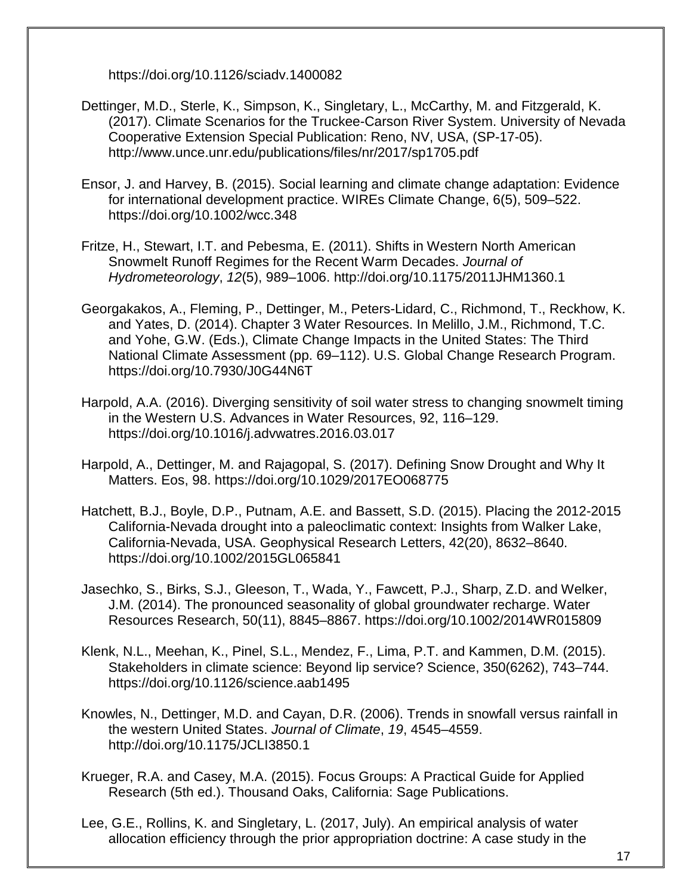https://doi.org/10.1126/sciadv.1400082

Dettinger, M.D., Sterle, K., Simpson, K., Singletary, L., McCarthy, M. and Fitzgerald, K. (2017). Climate Scenarios for the Truckee-Carson River System. University of Nevada Cooperative Extension Special Publication: Reno, NV, USA, (SP-17-05). http://www.unce.unr.edu/publications/files/nr/2017/sp1705.pdf

Ensor, J. and Harvey, B. (2015). Social learning and climate change adaptation: Evidence for international development practice. WIREs Climate Change, 6(5), 509–522. https://doi.org/10.1002/wcc.348

Fritze, H., Stewart, I.T. and Pebesma, E. (2011). Shifts in Western North American Snowmelt Runoff Regimes for the Recent Warm Decades. *Journal of Hydrometeorology*, *12*(5), 989–1006. http://doi.org/10.1175/2011JHM1360.1

Georgakakos, A., Fleming, P., Dettinger, M., Peters-Lidard, C., Richmond, T., Reckhow, K. and Yates, D. (2014). Chapter 3 Water Resources. In Melillo, J.M., Richmond, T.C. and Yohe, G.W. (Eds.), Climate Change Impacts in the United States: The Third National Climate Assessment (pp. 69–112). U.S. Global Change Research Program. https://doi.org/10.7930/J0G44N6T

Harpold, A.A. (2016). Diverging sensitivity of soil water stress to changing snowmelt timing in the Western U.S. Advances in Water Resources, 92, 116–129. https://doi.org/10.1016/j.advwatres.2016.03.017

Harpold, A., Dettinger, M. and Rajagopal, S. (2017). Defining Snow Drought and Why It Matters. Eos, 98. https://doi.org/10.1029/2017EO068775

Hatchett, B.J., Boyle, D.P., Putnam, A.E. and Bassett, S.D. (2015). Placing the 2012-2015 California-Nevada drought into a paleoclimatic context: Insights from Walker Lake, California-Nevada, USA. Geophysical Research Letters, 42(20), 8632–8640. https://doi.org/10.1002/2015GL065841

Jasechko, S., Birks, S.J., Gleeson, T., Wada, Y., Fawcett, P.J., Sharp, Z.D. and Welker, J.M. (2014). The pronounced seasonality of global groundwater recharge. Water Resources Research, 50(11), 8845–8867. https://doi.org/10.1002/2014WR015809

Klenk, N.L., Meehan, K., Pinel, S.L., Mendez, F., Lima, P.T. and Kammen, D.M. (2015). Stakeholders in climate science: Beyond lip service? Science, 350(6262), 743–744. https://doi.org/10.1126/science.aab1495

Knowles, N., Dettinger, M.D. and Cayan, D.R. (2006). Trends in snowfall versus rainfall in the western United States. *Journal of Climate*, *19*, 4545–4559. http://doi.org/10.1175/JCLI3850.1

Krueger, R.A. and Casey, M.A. (2015). Focus Groups: A Practical Guide for Applied Research (5th ed.). Thousand Oaks, California: Sage Publications.

Lee, G.E., Rollins, K. and Singletary, L. (2017, July). An empirical analysis of water allocation efficiency through the prior appropriation doctrine: A case study in the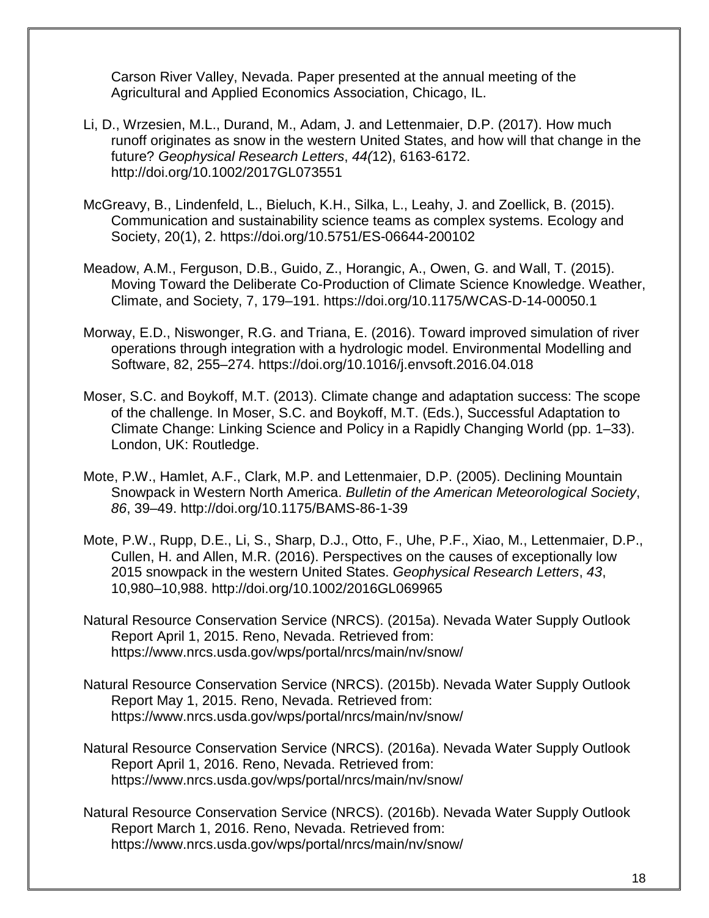Carson River Valley, Nevada. Paper presented at the annual meeting of the Agricultural and Applied Economics Association, Chicago, IL.

Li, D., Wrzesien, M.L., Durand, M., Adam, J. and Lettenmaier, D.P. (2017). How much runoff originates as snow in the western United States, and how will that change in the future? *Geophysical Research Letters*, *44(*12), 6163-6172. http://doi.org/10.1002/2017GL073551

McGreavy, B., Lindenfeld, L., Bieluch, K.H., Silka, L., Leahy, J. and Zoellick, B. (2015). Communication and sustainability science teams as complex systems. Ecology and Society, 20(1), 2. https://doi.org/10.5751/ES-06644-200102

Meadow, A.M., Ferguson, D.B., Guido, Z., Horangic, A., Owen, G. and Wall, T. (2015). Moving Toward the Deliberate Co-Production of Climate Science Knowledge. Weather, Climate, and Society, 7, 179–191. https://doi.org/10.1175/WCAS-D-14-00050.1

Morway, E.D., Niswonger, R.G. and Triana, E. (2016). Toward improved simulation of river operations through integration with a hydrologic model. Environmental Modelling and Software, 82, 255–274. https://doi.org/10.1016/j.envsoft.2016.04.018

Moser, S.C. and Boykoff, M.T. (2013). Climate change and adaptation success: The scope of the challenge. In Moser, S.C. and Boykoff, M.T. (Eds.), Successful Adaptation to Climate Change: Linking Science and Policy in a Rapidly Changing World (pp. 1–33). London, UK: Routledge.

Mote, P.W., Hamlet, A.F., Clark, M.P. and Lettenmaier, D.P. (2005). Declining Mountain Snowpack in Western North America. *Bulletin of the American Meteorological Society*, *86*, 39–49. http://doi.org/10.1175/BAMS-86-1-39

Mote, P.W., Rupp, D.E., Li, S., Sharp, D.J., Otto, F., Uhe, P.F., Xiao, M., Lettenmaier, D.P., Cullen, H. and Allen, M.R. (2016). Perspectives on the causes of exceptionally low 2015 snowpack in the western United States. *Geophysical Research Letters*, *43*, 10,980–10,988. http://doi.org/10.1002/2016GL069965

Natural Resource Conservation Service (NRCS). (2015a). Nevada Water Supply Outlook Report April 1, 2015. Reno, Nevada. Retrieved from: https://www.nrcs.usda.gov/wps/portal/nrcs/main/nv/snow/

Natural Resource Conservation Service (NRCS). (2015b). Nevada Water Supply Outlook Report May 1, 2015. Reno, Nevada. Retrieved from: https://www.nrcs.usda.gov/wps/portal/nrcs/main/nv/snow/

Natural Resource Conservation Service (NRCS). (2016a). Nevada Water Supply Outlook Report April 1, 2016. Reno, Nevada. Retrieved from: https://www.nrcs.usda.gov/wps/portal/nrcs/main/nv/snow/

Natural Resource Conservation Service (NRCS). (2016b). Nevada Water Supply Outlook Report March 1, 2016. Reno, Nevada. Retrieved from: https://www.nrcs.usda.gov/wps/portal/nrcs/main/nv/snow/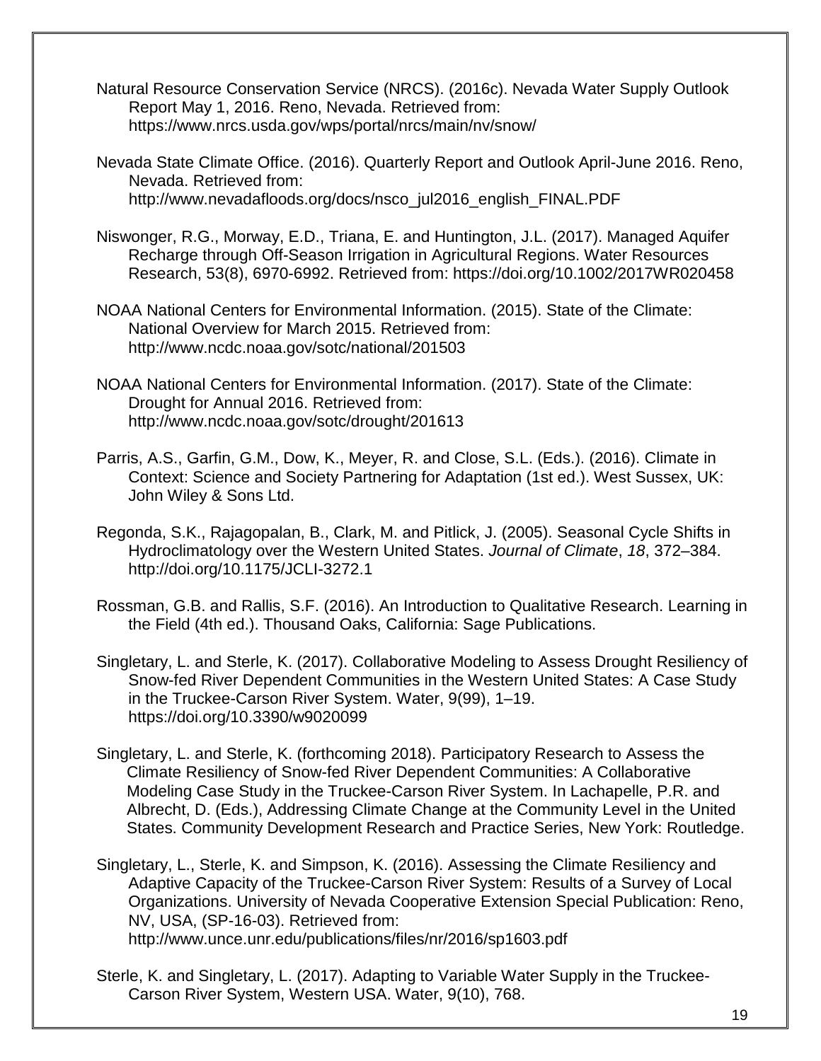Natural Resource Conservation Service (NRCS). (2016c). Nevada Water Supply Outlook Report May 1, 2016. Reno, Nevada. Retrieved from: https://www.nrcs.usda.gov/wps/portal/nrcs/main/nv/snow/

Nevada State Climate Office. (2016). Quarterly Report and Outlook April-June 2016. Reno, Nevada. Retrieved from: http://www.nevadafloods.org/docs/nsco_jul2016_english_FINAL.PDF

Niswonger, R.G., Morway, E.D., Triana, E. and Huntington, J.L. (2017). Managed Aquifer Recharge through Off-Season Irrigation in Agricultural Regions. Water Resources Research, 53(8), 6970-6992. Retrieved from: https://doi.org/10.1002/2017WR020458

NOAA National Centers for Environmental Information. (2015). State of the Climate: National Overview for March 2015. Retrieved from: http://www.ncdc.noaa.gov/sotc/national/201503

NOAA National Centers for Environmental Information. (2017). State of the Climate: Drought for Annual 2016. Retrieved from: http://www.ncdc.noaa.gov/sotc/drought/201613

Parris, A.S., Garfin, G.M., Dow, K., Meyer, R. and Close, S.L. (Eds.). (2016). Climate in Context: Science and Society Partnering for Adaptation (1st ed.). West Sussex, UK: John Wiley & Sons Ltd.

Regonda, S.K., Rajagopalan, B., Clark, M. and Pitlick, J. (2005). Seasonal Cycle Shifts in Hydroclimatology over the Western United States. *Journal of Climate*, *18*, 372–384. http://doi.org/10.1175/JCLI-3272.1

Rossman, G.B. and Rallis, S.F. (2016). An Introduction to Qualitative Research. Learning in the Field (4th ed.). Thousand Oaks, California: Sage Publications.

Singletary, L. and Sterle, K. (2017). Collaborative Modeling to Assess Drought Resiliency of Snow-fed River Dependent Communities in the Western United States: A Case Study in the Truckee-Carson River System. Water, 9(99), 1–19. https://doi.org/10.3390/w9020099

Singletary, L. and Sterle, K. (forthcoming 2018). Participatory Research to Assess the Climate Resiliency of Snow-fed River Dependent Communities: A Collaborative Modeling Case Study in the Truckee-Carson River System. In Lachapelle, P.R. and Albrecht, D. (Eds.), Addressing Climate Change at the Community Level in the United States. Community Development Research and Practice Series, New York: Routledge.

Singletary, L., Sterle, K. and Simpson, K. (2016). Assessing the Climate Resiliency and Adaptive Capacity of the Truckee-Carson River System: Results of a Survey of Local Organizations. University of Nevada Cooperative Extension Special Publication: Reno, NV, USA, (SP-16-03). Retrieved from: http://www.unce.unr.edu/publications/files/nr/2016/sp1603.pdf

Sterle, K. and Singletary, L. (2017). Adapting to Variable Water Supply in the Truckee-Carson River System, Western USA. Water, 9(10), 768.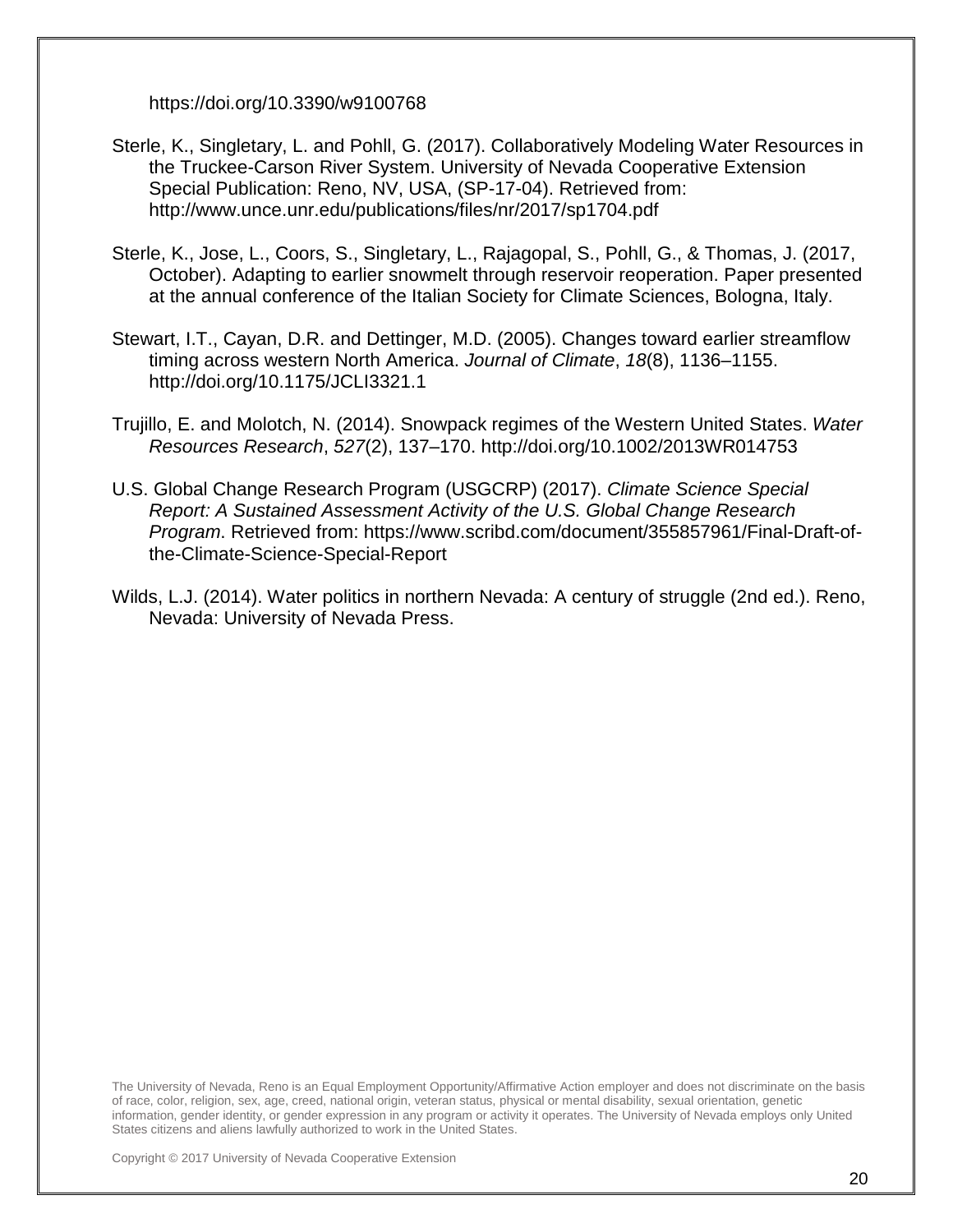https://doi.org/10.3390/w9100768

Sterle, K., Singletary, L. and Pohll, G. (2017). Collaboratively Modeling Water Resources in the Truckee-Carson River System. University of Nevada Cooperative Extension Special Publication: Reno, NV, USA, (SP-17-04). Retrieved from: http://www.unce.unr.edu/publications/files/nr/2017/sp1704.pdf

Sterle, K., Jose, L., Coors, S., Singletary, L., Rajagopal, S., Pohll, G., & Thomas, J. (2017, October). Adapting to earlier snowmelt through reservoir reoperation. Paper presented at the annual conference of the Italian Society for Climate Sciences, Bologna, Italy.

Stewart, I.T., Cayan, D.R. and Dettinger, M.D. (2005). Changes toward earlier streamflow timing across western North America. *Journal of Climate*, *18*(8), 1136–1155. http://doi.org/10.1175/JCLI3321.1

Trujillo, E. and Molotch, N. (2014). Snowpack regimes of the Western United States. *Water Resources Research*, *527*(2), 137–170. http://doi.org/10.1002/2013WR014753

U.S. Global Change Research Program (USGCRP) (2017). *Climate Science Special Report: A Sustained Assessment Activity of the U.S. Global Change Research Program*. Retrieved from: https://www.scribd.com/document/355857961/Final-Draft-of-the-Climate-Science-Special-Report

Wilds, L.J. (2014). Water politics in northern Nevada: A century of struggle (2nd ed.). Reno, Nevada: University of Nevada Press.

The University of Nevada, Reno is an Equal Employment Opportunity/Affirmative Action employer and does not discriminate on the basis of race, color, religion, sex, age, creed, national origin, veteran status, physical or mental disability, sexual orientation, genetic information, gender identity, or gender expression in any program or activity it operates. The University of Nevada employs only United States citizens and aliens lawfully authorized to work in the United States.

Copyright © 2017 University of Nevada Cooperative Extension